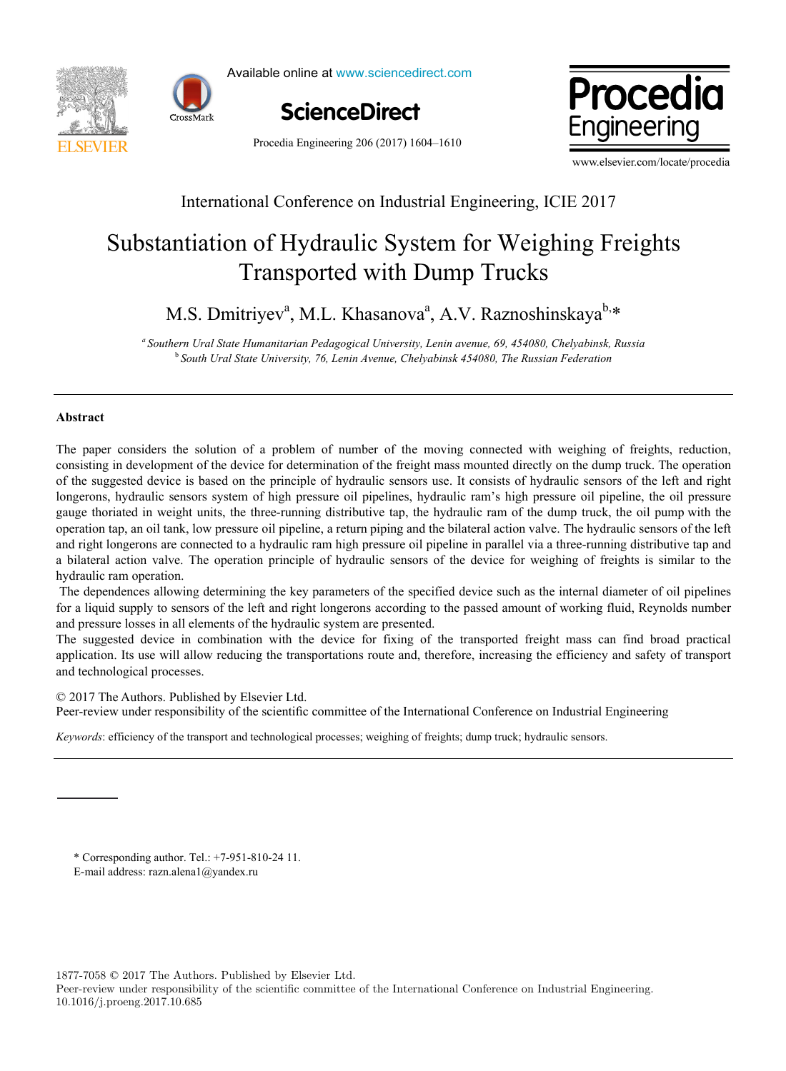International Conference on Industrial Engineering, ICIE 2017

# Substantiation of Hydraulic System for Weighing Freights Transported with Dump Trucks

M.S. Dmitriyev[a], M.L. Khasanova[a], A.V. Raznoshinskaya[b,]*

[a] *Southern Ural State Humanitarian Pedagogical University, Lenin avenue, 69, 454080, Chelyabinsk, Russia*
[b] *South Ural State University, 76, Lenin Avenue, Chelyabinsk 454080, The Russian Federation*

---

## Abstract

The paper considers the solution of a problem of number of the moving connected with weighing of freights, reduction, consisting in development of the device for determination of the freight mass mounted directly on the dump truck. The operation of the suggested device is based on the principle of hydraulic sensors use. It consists of hydraulic sensors of the left and right longerons, hydraulic sensors system of high pressure oil pipelines, hydraulic ram's high pressure oil pipeline, the oil pressure gauge thoriated in weight units, the three-running distributive tap, the hydraulic ram of the dump truck, the oil pump with the operation tap, an oil tank, low pressure oil pipeline, a return piping and the bilateral action valve. The hydraulic sensors of the left and right longerons are connected to a hydraulic ram high pressure oil pipeline in parallel via a three-running distributive tap and a bilateral action valve. The operation principle of hydraulic sensors of the device for weighing of freights is similar to the hydraulic ram operation.

The dependences allowing determining the key parameters of the specified device such as the internal diameter of oil pipelines for a liquid supply to sensors of the left and right longerons according to the passed amount of working fluid, Reynolds number and pressure losses in all elements of the hydraulic system are presented.

The suggested device in combination with the device for fixing of the transported freight mass can find broad practical application. Its use will allow reducing the transportations route and, therefore, increasing the efficiency and safety of transport and technological processes.

© 2017 The Authors. Published by Elsevier Ltd.
Peer-review under responsibility of the scientific committee of the International Conference on Industrial Engineering

*Keywords*: efficiency of the transport and technological processes; weighing of freights; dump truck; hydraulic sensors.

---

\* Corresponding author. Tel.: +7-951-810-24 11.
E-mail address: razn.alena1@yandex.ru

1877-7058 © 2017 The Authors. Published by Elsevier Ltd.
Peer-review under responsibility of the scientific committee of the International Conference on Industrial Engineering.
10.1016/j.proeng.2017.10.685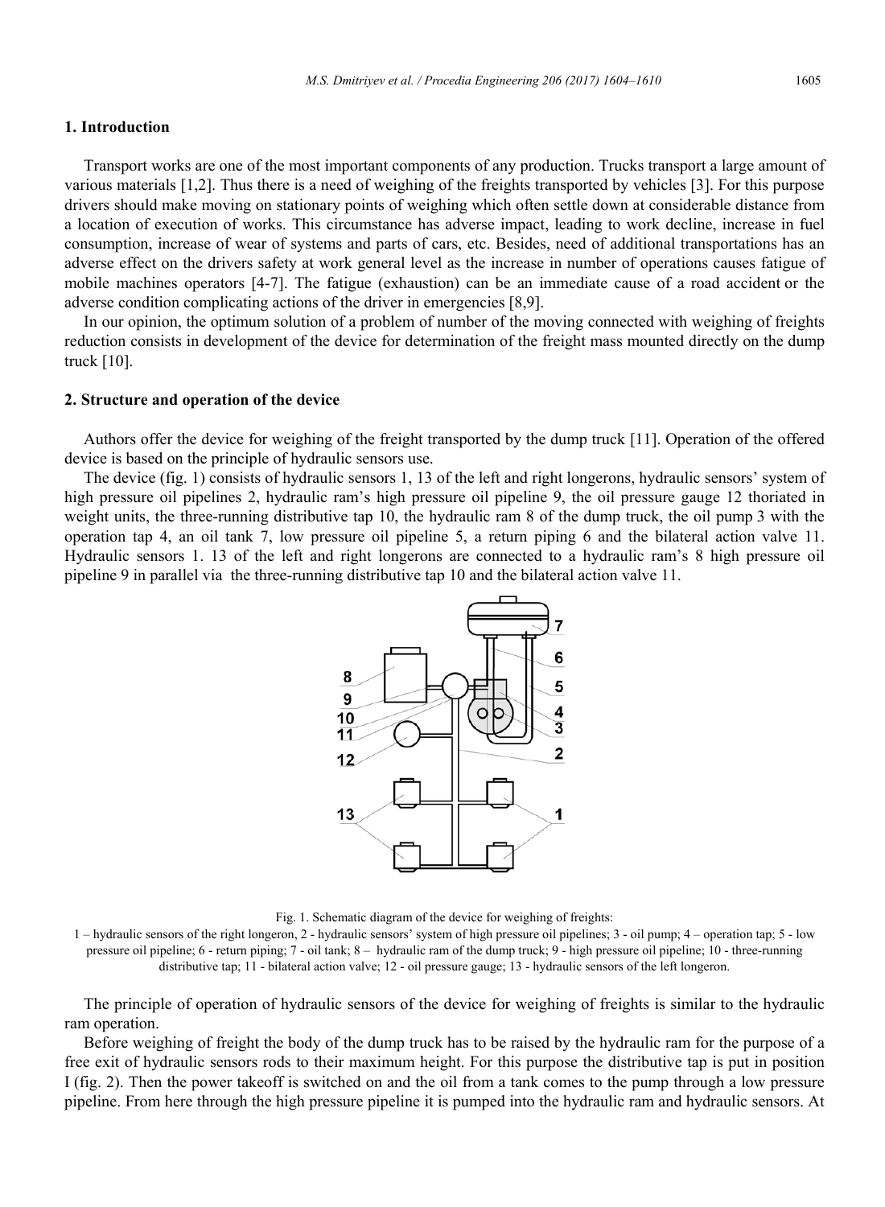## 1. Introduction

Transport works are one of the most important components of any production. Trucks transport a large amount of various materials [1,2]. Thus there is a need of weighing of the freights transported by vehicles [3]. For this purpose drivers should make moving on stationary points of weighing which often settle down at considerable distance from a location of execution of works. This circumstance has adverse impact, leading to work decline, increase in fuel consumption, increase of wear of systems and parts of cars, etc. Besides, need of additional transportations has an adverse effect on the drivers safety at work general level as the increase in number of operations causes fatigue of mobile machines operators [4-7]. The fatigue (exhaustion) can be an immediate cause of a road accident or the adverse condition complicating actions of the driver in emergencies [8,9].

In our opinion, the optimum solution of a problem of number of the moving connected with weighing of freights reduction consists in development of the device for determination of the freight mass mounted directly on the dump truck [10].

## 2. Structure and operation of the device

Authors offer the device for weighing of the freight transported by the dump truck [11]. Operation of the offered device is based on the principle of hydraulic sensors use.

The device (fig. 1) consists of hydraulic sensors 1, 13 of the left and right longerons, hydraulic sensors' system of high pressure oil pipelines 2, hydraulic ram's high pressure oil pipeline 9, the oil pressure gauge 12 thoriated in weight units, the three-running distributive tap 10, the hydraulic ram 8 of the dump truck, the oil pump 3 with the operation tap 4, an oil tank 7, low pressure oil pipeline 5, a return piping 6 and the bilateral action valve 11. Hydraulic sensors 1. 13 of the left and right longerons are connected to a hydraulic ram's 8 high pressure oil pipeline 9 in parallel via the three-running distributive tap 10 and the bilateral action valve 11.

Fig. 1. Schematic diagram of the device for weighing of freights:
1 – hydraulic sensors of the right longeron, 2 - hydraulic sensors' system of high pressure oil pipelines; 3 - oil pump; 4 – operation tap; 5 - low pressure oil pipeline; 6 - return piping; 7 - oil tank; 8 – hydraulic ram of the dump truck; 9 - high pressure oil pipeline; 10 - three-running distributive tap; 11 - bilateral action valve; 12 - oil pressure gauge; 13 - hydraulic sensors of the left longeron.

The principle of operation of hydraulic sensors of the device for weighing of freights is similar to the hydraulic ram operation.

Before weighing of freight the body of the dump truck has to be raised by the hydraulic ram for the purpose of a free exit of hydraulic sensors rods to their maximum height. For this purpose the distributive tap is put in position I (fig. 2). Then the power takeoff is switched on and the oil from a tank comes to the pump through a low pressure pipeline. From here through the high pressure pipeline it is pumped into the hydraulic ram and hydraulic sensors. At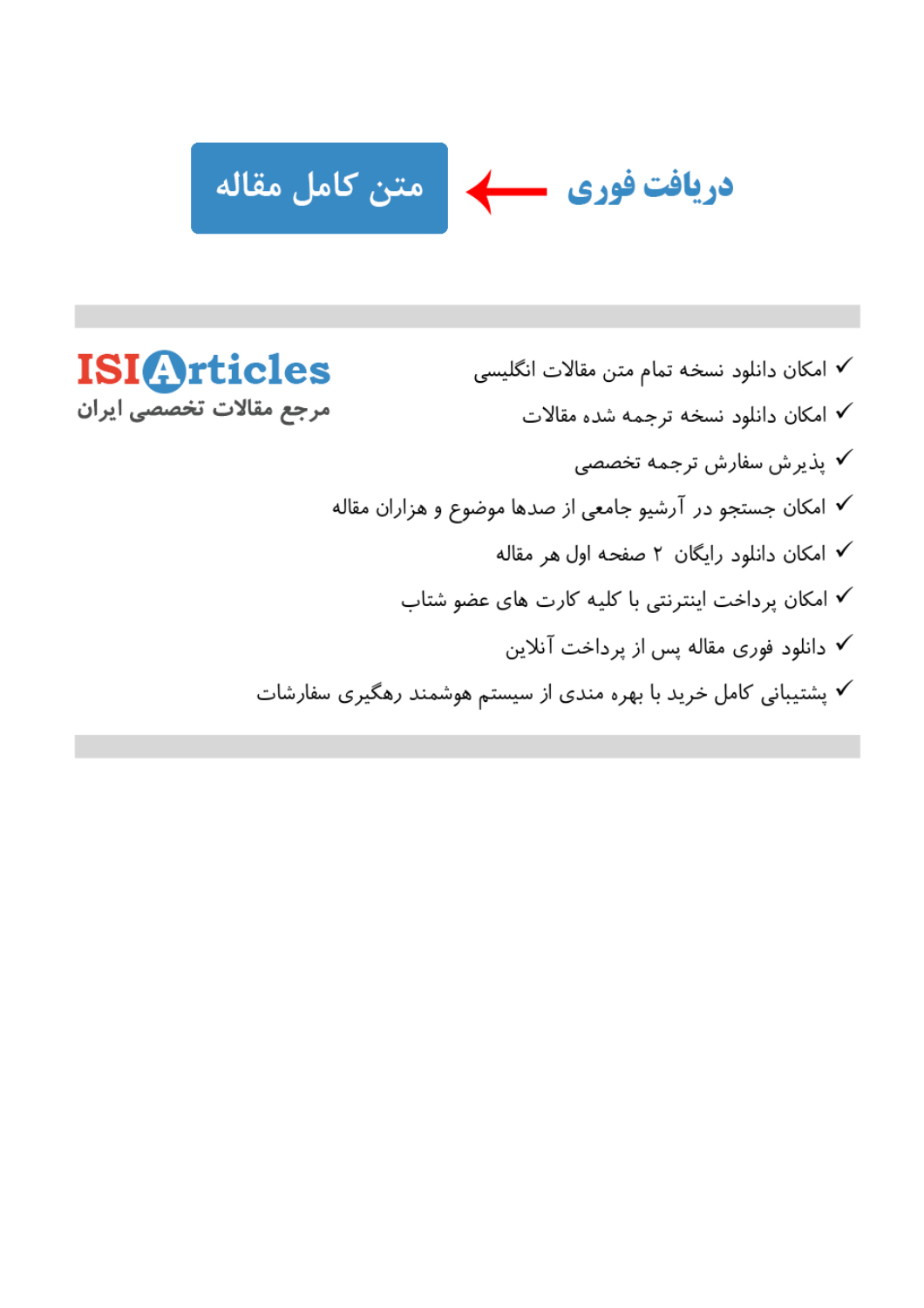دریافت فوری ← متن کامل مقاله

**ISIArticles**
مرجع مقالات تخصصی ایران

- ✓ امکان دانلود نسخه تمام متن مقالات انگلیسی
- ✓ امکان دانلود نسخه ترجمه شده مقالات
- ✓ پذیرش سفارش ترجمه تخصصی
- ✓ امکان جستجو در آرشیو جامعی از صدها موضوع و هزاران مقاله
- ✓ امکان دانلود رایگان ۲ صفحه اول هر مقاله
- ✓ امکان پرداخت اینترنتی با کلیه کارت های عضو شتاب
- ✓ دانلود فوری مقاله پس از پرداخت آنلاین
- ✓ پشتیبانی کامل خرید با بهره مندی از سیستم هوشمند رهگیری سفارشات